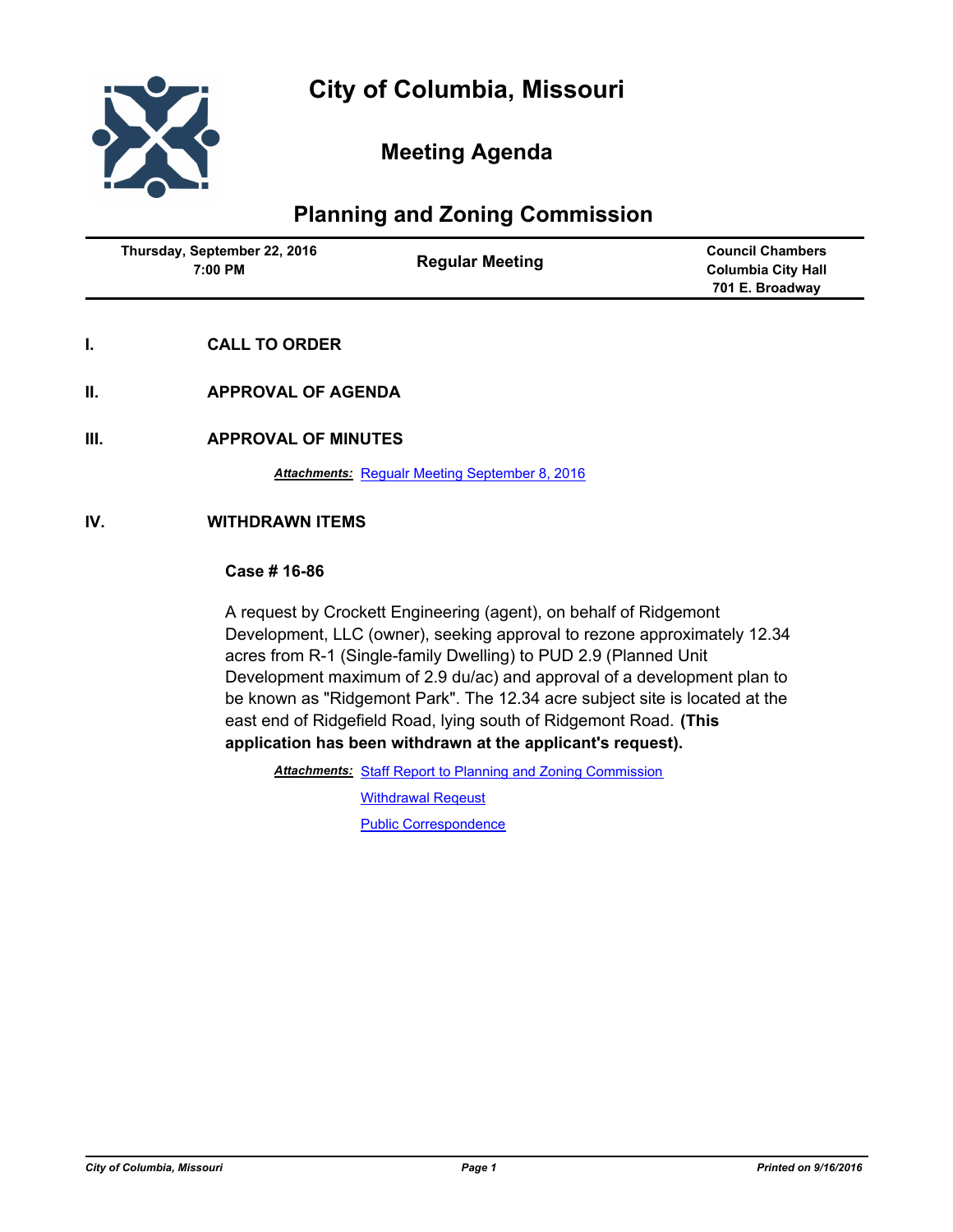# City of Columbia, Missouri

## Meeting Agenda

## Planning and Zoning Commission

| Thursday, September 22, 2016 7:00 PM | Regular Meeting | Council Chambers Columbia City Hall 701 E. Broadway |
| --- | --- | --- |

**I. CALL TO ORDER**

**II. APPROVAL OF AGENDA**

**III. APPROVAL OF MINUTES**

***Attachments:*** Regualr Meeting September 8, 2016

**IV. WITHDRAWN ITEMS**

**Case # 16-86**

A request by Crockett Engineering (agent), on behalf of Ridgemont Development, LLC (owner), seeking approval to rezone approximately 12.34 acres from R-1 (Single-family Dwelling) to PUD 2.9 (Planned Unit Development maximum of 2.9 du/ac) and approval of a development plan to be known as "Ridgemont Park". The 12.34 acre subject site is located at the east end of Ridgefield Road, lying south of Ridgemont Road. **(This application has been withdrawn at the applicant's request).**

***Attachments:*** Staff Report to Planning and Zoning Commission

Withdrawal Reqeust

Public Correspondence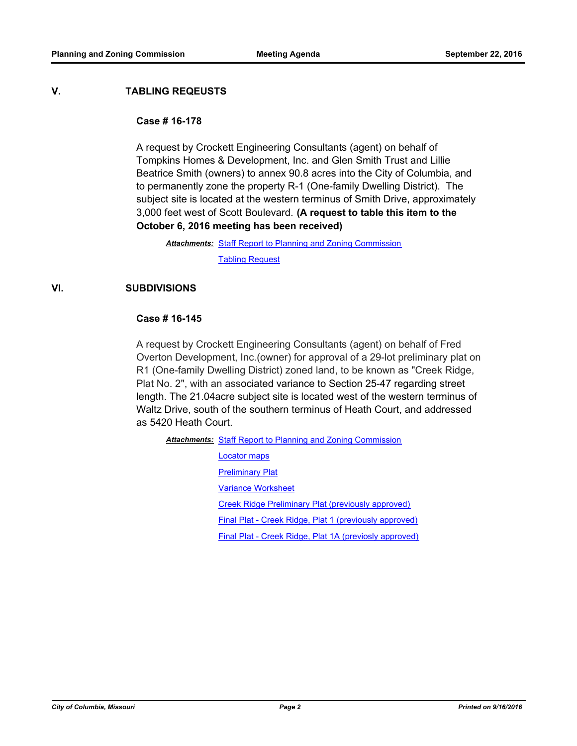## V. TABLING REQEUSTS

### Case # 16-178

A request by Crockett Engineering Consultants (agent) on behalf of Tompkins Homes & Development, Inc. and Glen Smith Trust and Lillie Beatrice Smith (owners) to annex 90.8 acres into the City of Columbia, and to permanently zone the property R-1 (One-family Dwelling District). The subject site is located at the western terminus of Smith Drive, approximately 3,000 feet west of Scott Boulevard. **(A request to table this item to the October 6, 2016 meeting has been received)**

***Attachments:*** Staff Report to Planning and Zoning Commission
Tabling Request

## VI. SUBDIVISIONS

### Case # 16-145

A request by Crockett Engineering Consultants (agent) on behalf of Fred Overton Development, Inc.(owner) for approval of a 29-lot preliminary plat on R1 (One-family Dwelling District) zoned land, to be known as "Creek Ridge, Plat No. 2", with an associated variance to Section 25-47 regarding street length. The 21.04acre subject site is located west of the western terminus of Waltz Drive, south of the southern terminus of Heath Court, and addressed as 5420 Heath Court.

***Attachments:*** Staff Report to Planning and Zoning Commission
Locator maps
Preliminary Plat
Variance Worksheet
Creek Ridge Preliminary Plat (previously approved)
Final Plat - Creek Ridge, Plat 1 (previously approved)
Final Plat - Creek Ridge, Plat 1A (previosly approved)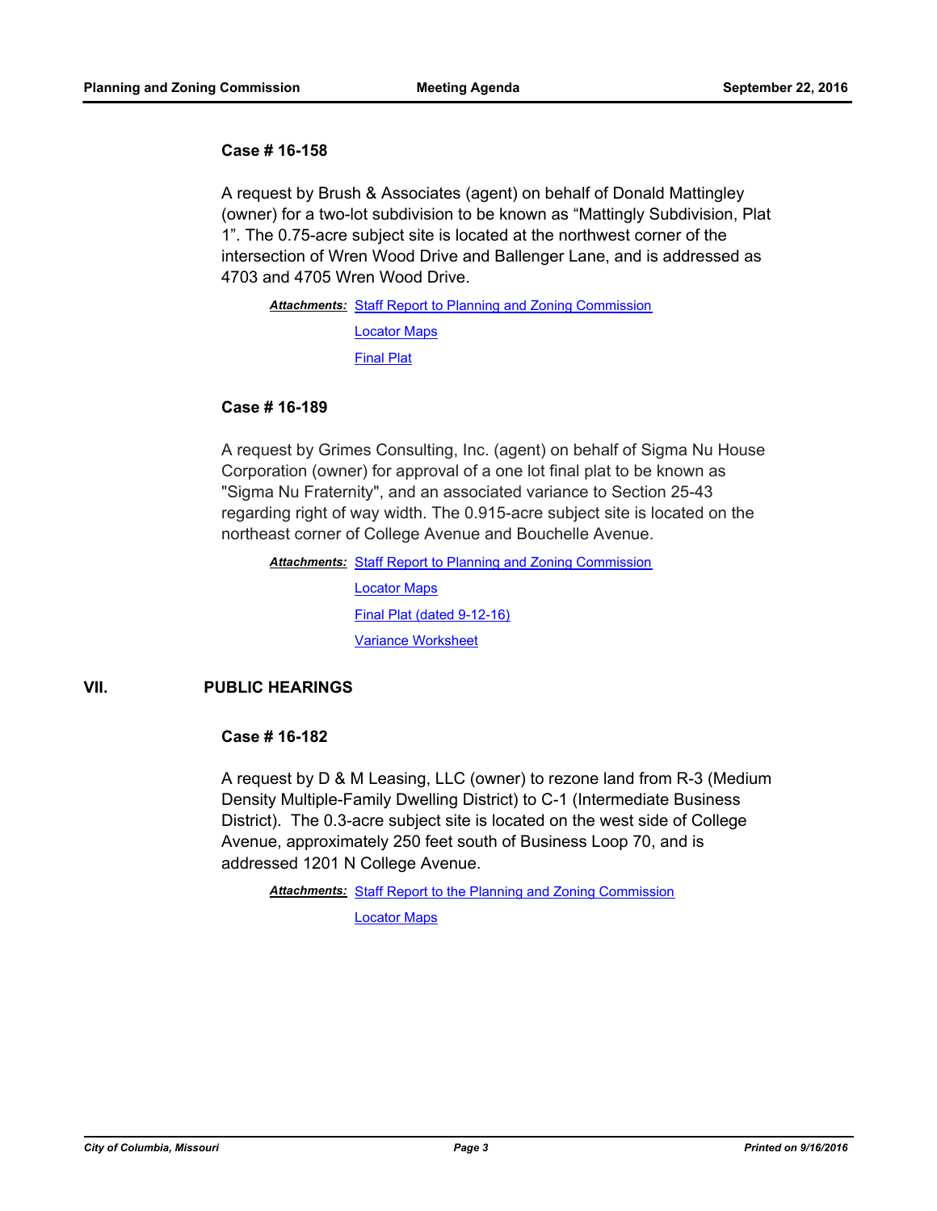### Case # 16-158

A request by Brush & Associates (agent) on behalf of Donald Mattingley (owner) for a two-lot subdivision to be known as "Mattingly Subdivision, Plat 1". The 0.75-acre subject site is located at the northwest corner of the intersection of Wren Wood Drive and Ballenger Lane, and is addressed as 4703 and 4705 Wren Wood Drive.

***Attachments:*** Staff Report to Planning and Zoning Commission
Locator Maps
Final Plat

### Case # 16-189

A request by Grimes Consulting, Inc. (agent) on behalf of Sigma Nu House Corporation (owner) for approval of a one lot final plat to be known as "Sigma Nu Fraternity", and an associated variance to Section 25-43 regarding right of way width. The 0.915-acre subject site is located on the northeast corner of College Avenue and Bouchelle Avenue.

***Attachments:*** Staff Report to Planning and Zoning Commission
Locator Maps
Final Plat (dated 9-12-16)
Variance Worksheet

## VII. PUBLIC HEARINGS

### Case # 16-182

A request by D & M Leasing, LLC (owner) to rezone land from R-3 (Medium Density Multiple-Family Dwelling District) to C-1 (Intermediate Business District). The 0.3-acre subject site is located on the west side of College Avenue, approximately 250 feet south of Business Loop 70, and is addressed 1201 N College Avenue.

***Attachments:*** Staff Report to the Planning and Zoning Commission
Locator Maps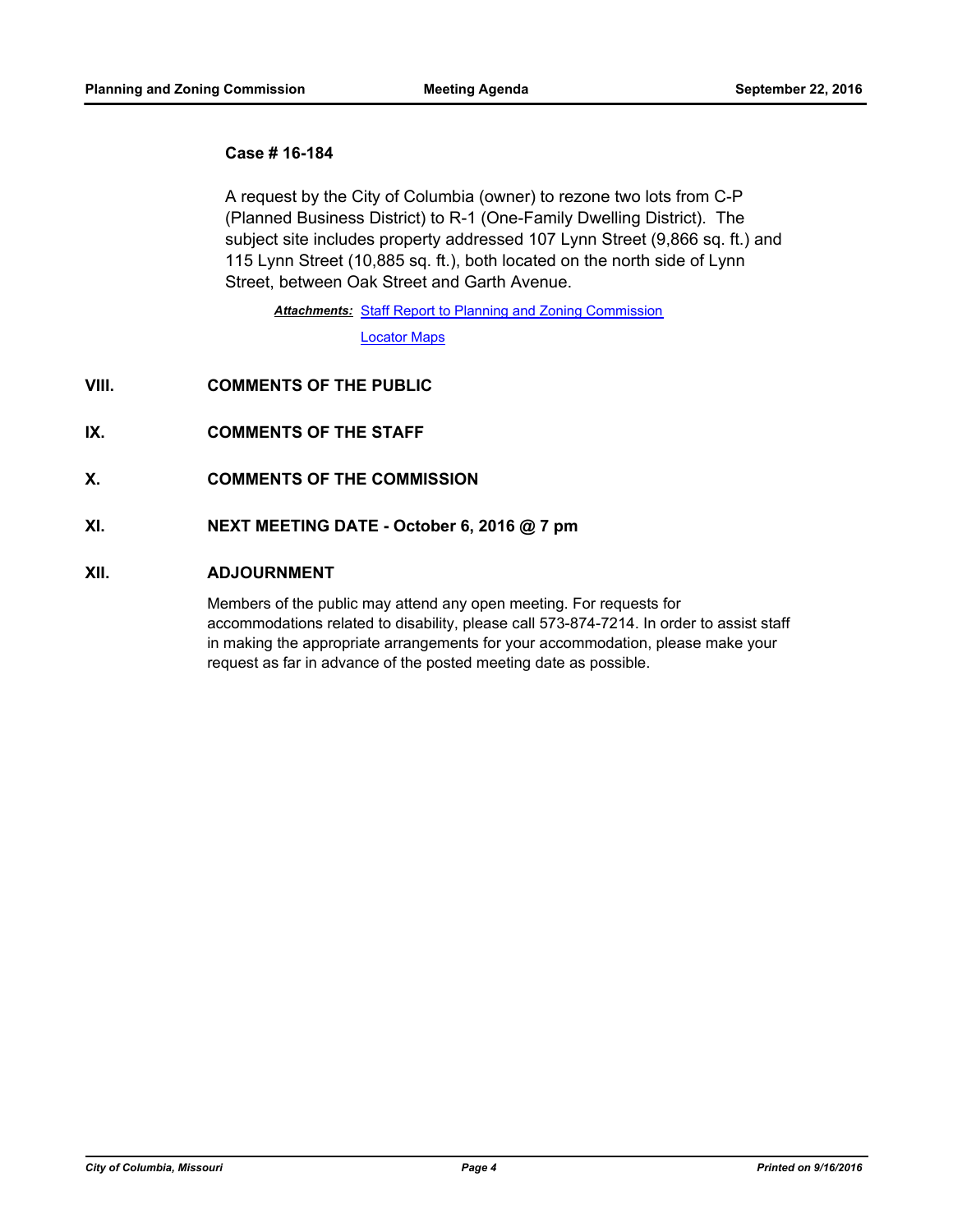**Case # 16-184**

A request by the City of Columbia (owner) to rezone two lots from C-P (Planned Business District) to R-1 (One-Family Dwelling District). The subject site includes property addressed 107 Lynn Street (9,866 sq. ft.) and 115 Lynn Street (10,885 sq. ft.), both located on the north side of Lynn Street, between Oak Street and Garth Avenue.

***Attachments:*** Staff Report to Planning and Zoning Commission

Locator Maps

## VIII. COMMENTS OF THE PUBLIC

## IX. COMMENTS OF THE STAFF

## X. COMMENTS OF THE COMMISSION

## XI. NEXT MEETING DATE - October 6, 2016 @ 7 pm

## XII. ADJOURNMENT

Members of the public may attend any open meeting. For requests for accommodations related to disability, please call 573-874-7214. In order to assist staff in making the appropriate arrangements for your accommodation, please make your request as far in advance of the posted meeting date as possible.